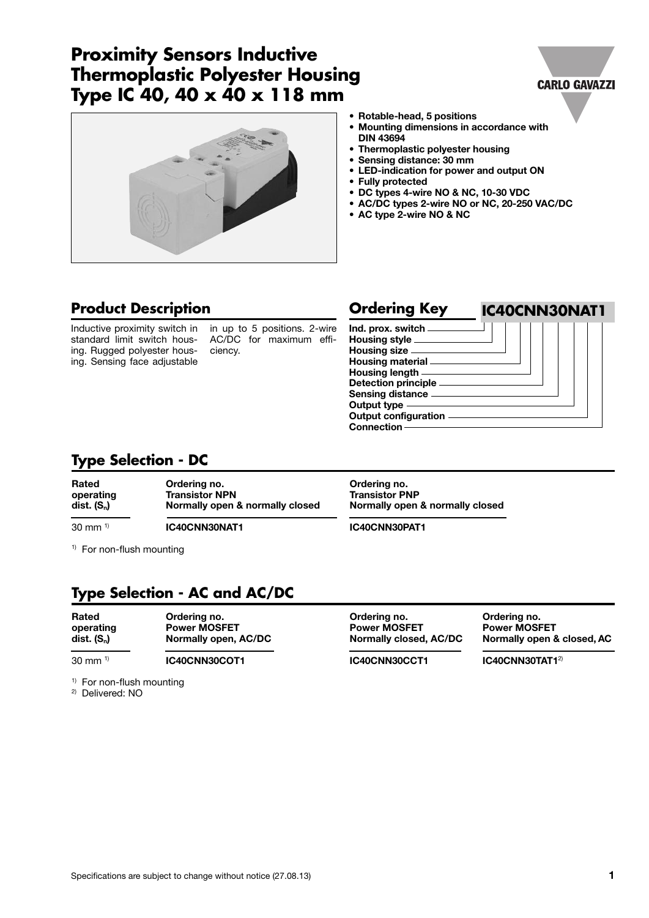# Proximity Sensors Inductive Thermoplastic Polyester Housing Type IC 40, 40 x 40 x 118 mm

- Rotable-head, 5 positions
- Mounting dimensions in accordance with DIN 43694
- Thermoplastic polyester housing
- Sensing distance: 30 mm
- LED-indication for power and output ON
- Fully protected
- DC types 4-wire NO & NC, 10-30 VDC
- AC/DC types 2-wire NO or NC, 20-250 VAC/DC
- AC type 2-wire NO & NC

## Product Description

Inductive proximity switch in standard limit switch housing. Rugged polyester housing. Sensing face adjustable in up to 5 positions. 2-wire AC/DC for maximum efficiency.

## Ordering Key

**IC40CNN30NAT1**

- Ind. prox. switch
- Housing style
- Housing size
- Housing material
- Housing length
- Detection principle
- Sensing distance
- Output type
- Output configuration
- Connection

## Type Selection - DC

| Rated operating dist. ($S_n$) | Ordering no. Transistor NPN Normally open & normally closed | Ordering no. Transistor PNP Normally open & normally closed |
|---|---|---|
| 30 mm [1] | IC40CNN30NAT1 | IC40CNN30PAT1 |

[1] For non-flush mounting

## Type Selection - AC and AC/DC

| Rated operating dist. ($S_n$) | Ordering no. Power MOSFET Normally open, AC/DC | Ordering no. Power MOSFET Normally closed, AC/DC | Ordering no. Power MOSFET Normally open & closed, AC |
|---|---|---|---|
| 30 mm [1] | IC40CNN30COT1 | IC40CNN30CCT1 | IC40CNN30TAT1[2] |

[1] For non-flush mounting
[2] Delivered: NO

Specifications are subject to change without notice (27.08.13)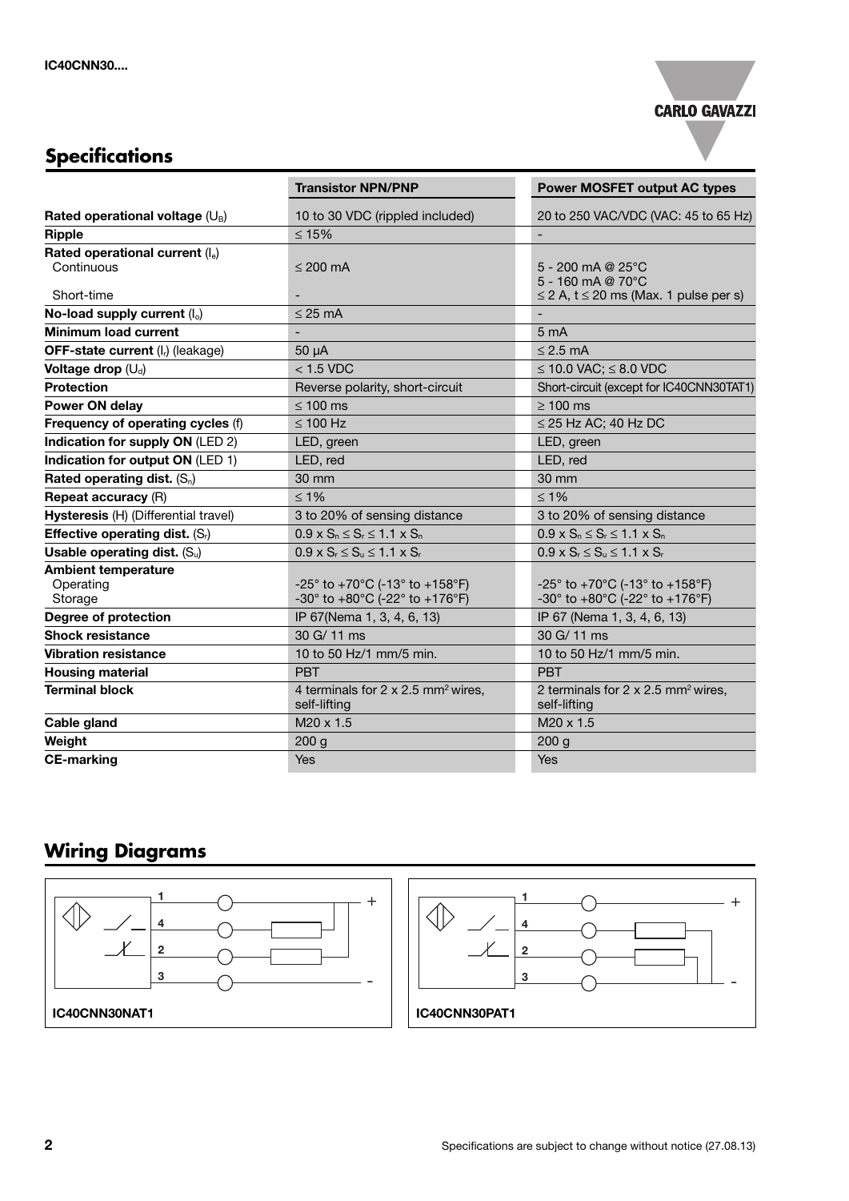## Specifications

| | Transistor NPN/PNP | Power MOSFET output AC types |
|---|---|---|
| **Rated operational voltage** ($U_B$) | 10 to 30 VDC (rippled included) | 20 to 250 VAC/VDC (VAC: 45 to 65 Hz) |
| **Ripple** | ≤ 15% | - |
| **Rated operational current** ($I_e$) | | |
| Continuous | ≤ 200 mA | 5 - 200 mA @ 25°C<br>5 - 160 mA @ 70°C |
| Short-time | - | ≤ 2 A, t ≤ 20 ms (Max. 1 pulse per s) |
| **No-load supply current** ($I_o$) | ≤ 25 mA | - |
| **Minimum load current** | - | 5 mA |
| **OFF-state current** ($I_r$) (leakage) | 50 µA | ≤ 2.5 mA |
| **Voltage drop** ($U_d$) | < 1.5 VDC | ≤ 10.0 VAC; ≤ 8.0 VDC |
| **Protection** | Reverse polarity, short-circuit | Short-circuit (except for IC40CNN30TAT1) |
| **Power ON delay** | ≤ 100 ms | ≥ 100 ms |
| **Frequency of operating cycles** (f) | ≤ 100 Hz | ≤ 25 Hz AC; 40 Hz DC |
| **Indication for supply ON** (LED 2) | LED, green | LED, green |
| **Indication for output ON** (LED 1) | LED, red | LED, red |
| **Rated operating dist.** ($S_n$) | 30 mm | 30 mm |
| **Repeat accuracy** (R) | ≤ 1% | ≤ 1% |
| **Hysteresis** (H) (Differential travel) | 3 to 20% of sensing distance | 3 to 20% of sensing distance |
| **Effective operating dist.** ($S_r$) | $0.9 \times S_n \leq S_r \leq 1.1 \times S_n$ | $0.9 \times S_n \leq S_r \leq 1.1 \times S_n$ |
| **Usable operating dist.** ($S_u$) | $0.9 \times S_r \leq S_u \leq 1.1 \times S_r$ | $0.9 \times S_r \leq S_u \leq 1.1 \times S_r$ |
| **Ambient temperature** | | |
| Operating | -25° to +70°C (-13° to +158°F) | -25° to +70°C (-13° to +158°F) |
| Storage | -30° to +80°C (-22° to +176°F) | -30° to +80°C (-22° to +176°F) |
| **Degree of protection** | IP 67(Nema 1, 3, 4, 6, 13) | IP 67 (Nema 1, 3, 4, 6, 13) |
| **Shock resistance** | 30 G/ 11 ms | 30 G/ 11 ms |
| **Vibration resistance** | 10 to 50 Hz/1 mm/5 min. | 10 to 50 Hz/1 mm/5 min. |
| **Housing material** | PBT | PBT |
| **Terminal block** | 4 terminals for 2 x 2.5 mm² wires, self-lifting | 2 terminals for 2 x 2.5 mm² wires, self-lifting |
| **Cable gland** | M20 x 1.5 | M20 x 1.5 |
| **Weight** | 200 g | 200 g |
| **CE-marking** | Yes | Yes |

## Wiring Diagrams

IC40CNN30NAT1

IC40CNN30PAT1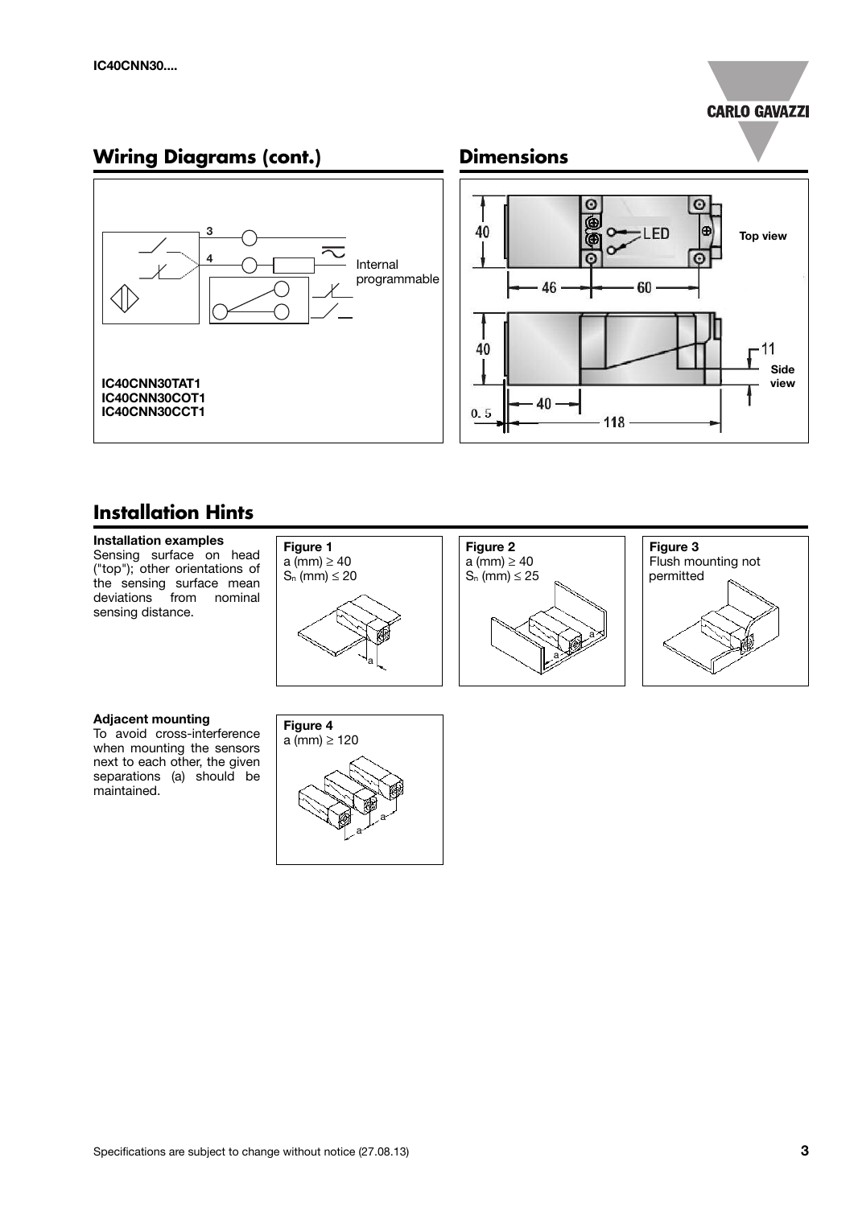## Wiring Diagrams (cont.)

3

4

Internal programmable

**IC40CNN30TAT1**
**IC40CNN30COT1**
**IC40CNN30CCT1**

## Dimensions

40

LED

Top view

46

60

40

11

Side view

0.5

40

118

## Installation Hints

**Installation examples**
Sensing surface on head ("top"); other orientations of the sensing surface mean deviations from nominal sensing distance.

**Figure 1**
a (mm) ≥ 40
$S_n$ (mm) ≤ 20

**Figure 2**
a (mm) ≥ 40
$S_n$ (mm) ≤ 25

**Figure 3**
Flush mounting not permitted

**Adjacent mounting**
To avoid cross-interference when mounting the sensors next to each other, the given separations (a) should be maintained.

**Figure 4**
a (mm) ≥ 120

Specifications are subject to change without notice (27.08.13)